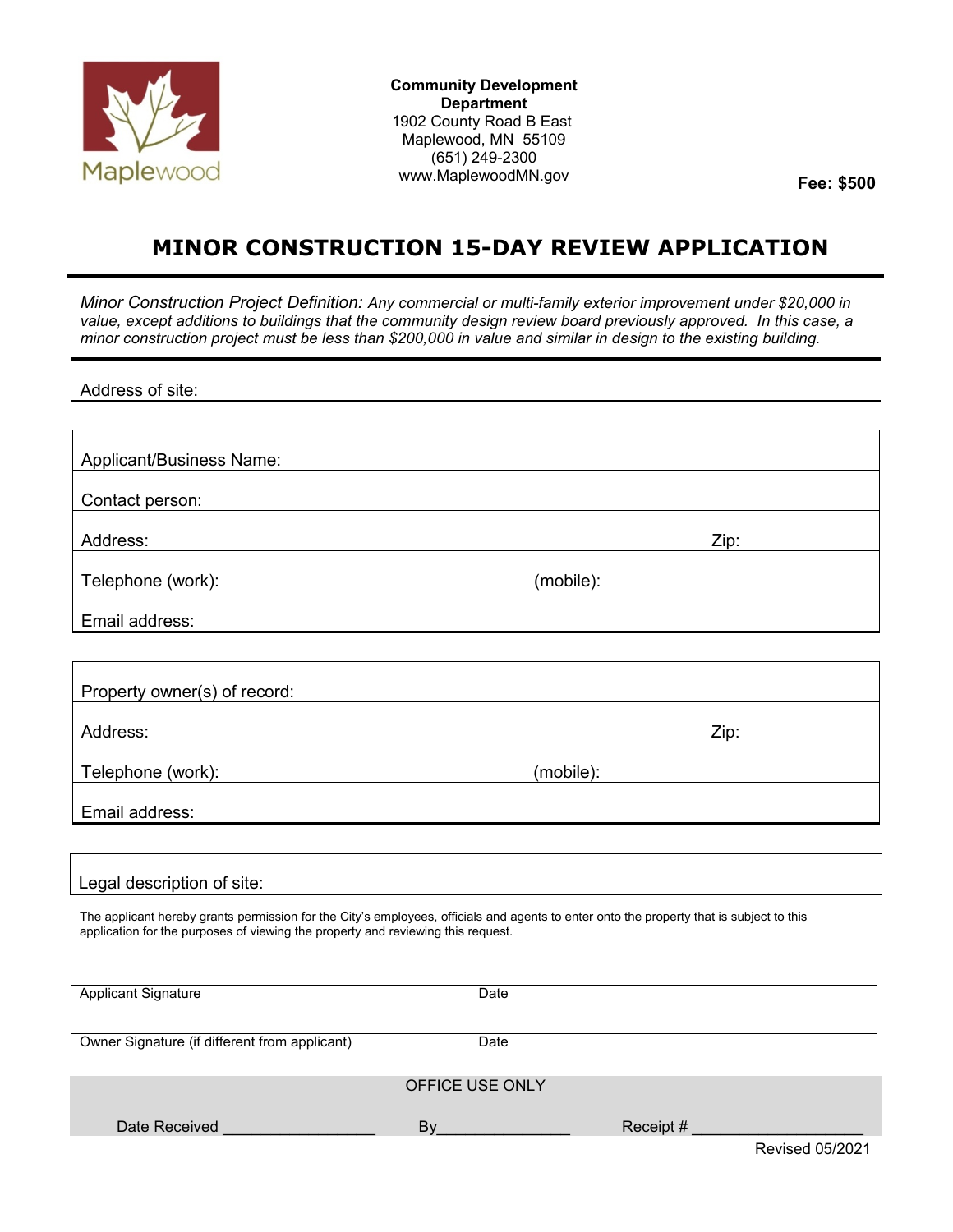Maplewood

**Community Development Department**
1902 County Road B East
Maplewood, MN 55109
(651) 249-2300
www.MaplewoodMN.gov

**Fee: $500**

# MINOR CONSTRUCTION 15-DAY REVIEW APPLICATION

*Minor Construction Project Definition: Any commercial or multi-family exterior improvement under $20,000 in value, except additions to buildings that the community design review board previously approved. In this case, a minor construction project must be less than $200,000 in value and similar in design to the existing building.*

Address of site:

Applicant/Business Name:

Contact person:

Address: Zip:

Telephone (work): (mobile):

Email address:

Property owner(s) of record:

Address: Zip:

Telephone (work): (mobile):

Email address:

Legal description of site:

The applicant hereby grants permission for the City's employees, officials and agents to enter onto the property that is subject to this application for the purposes of viewing the property and reviewing this request.

Applicant Signature Date

Owner Signature (if different from applicant) Date

OFFICE USE ONLY

Date Received _________________ By_______________ Receipt # ___________________

Revised 05/2021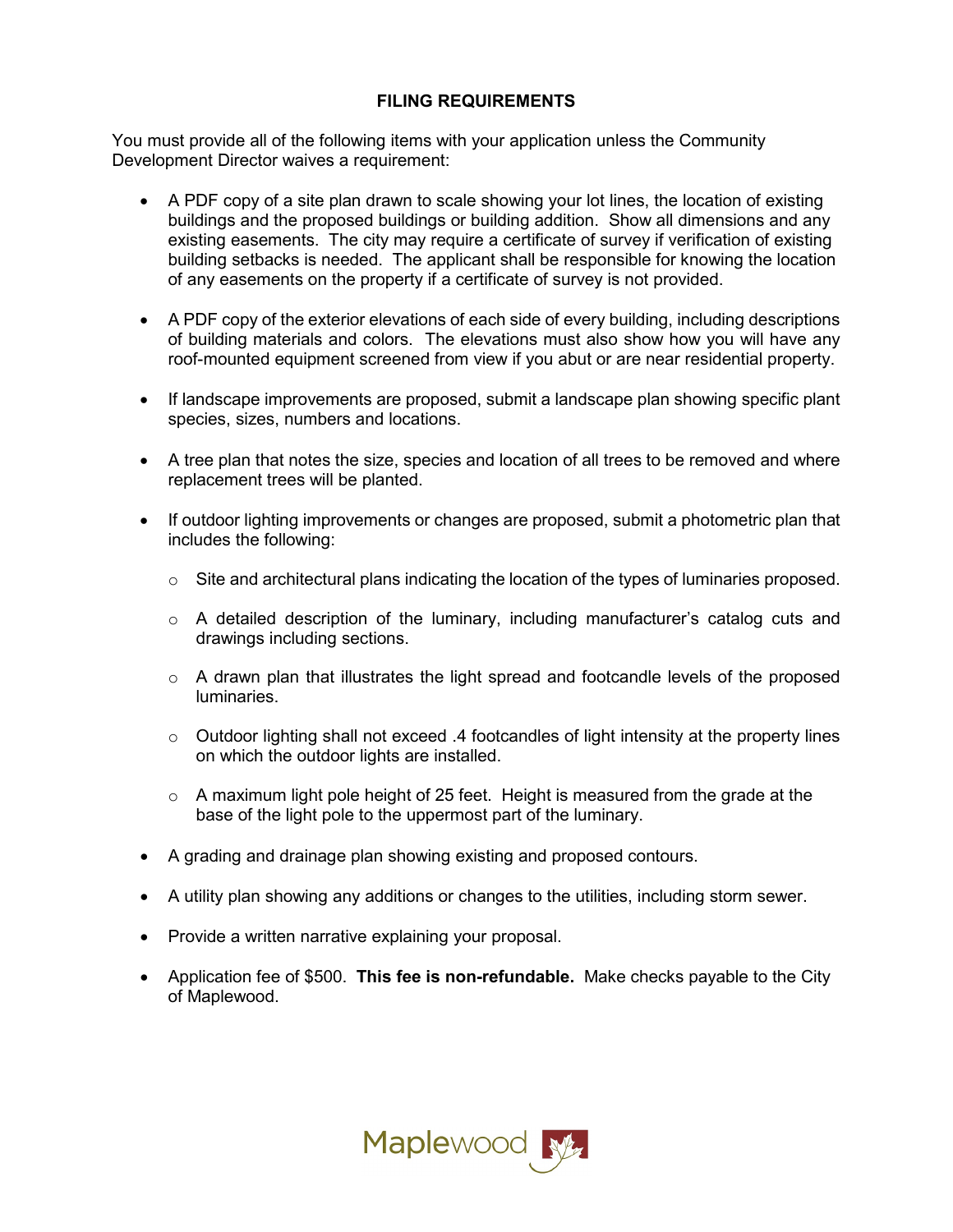## FILING REQUIREMENTS

You must provide all of the following items with your application unless the Community Development Director waives a requirement:

- A PDF copy of a site plan drawn to scale showing your lot lines, the location of existing buildings and the proposed buildings or building addition. Show all dimensions and any existing easements. The city may require a certificate of survey if verification of existing building setbacks is needed. The applicant shall be responsible for knowing the location of any easements on the property if a certificate of survey is not provided.

- A PDF copy of the exterior elevations of each side of every building, including descriptions of building materials and colors. The elevations must also show how you will have any roof-mounted equipment screened from view if you abut or are near residential property.

- If landscape improvements are proposed, submit a landscape plan showing specific plant species, sizes, numbers and locations.

- A tree plan that notes the size, species and location of all trees to be removed and where replacement trees will be planted.

- If outdoor lighting improvements or changes are proposed, submit a photometric plan that includes the following:

  - Site and architectural plans indicating the location of the types of luminaries proposed.

  - A detailed description of the luminary, including manufacturer's catalog cuts and drawings including sections.

  - A drawn plan that illustrates the light spread and footcandle levels of the proposed luminaries.

  - Outdoor lighting shall not exceed .4 footcandles of light intensity at the property lines on which the outdoor lights are installed.

  - A maximum light pole height of 25 feet. Height is measured from the grade at the base of the light pole to the uppermost part of the luminary.

- A grading and drainage plan showing existing and proposed contours.

- A utility plan showing any additions or changes to the utilities, including storm sewer.

- Provide a written narrative explaining your proposal.

- Application fee of $500. **This fee is non-refundable.** Make checks payable to the City of Maplewood.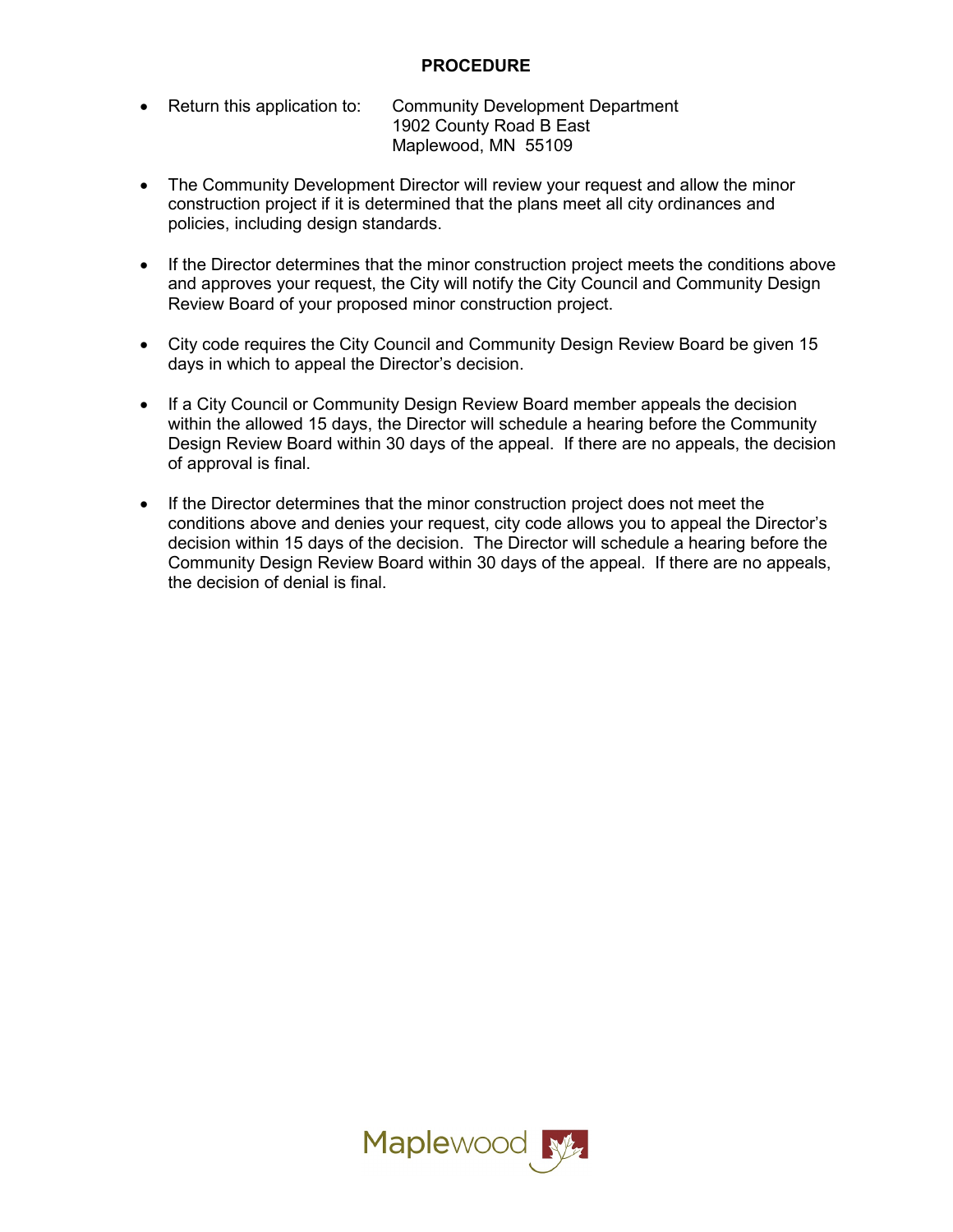## PROCEDURE

- Return this application to: Community Development Department
  1902 County Road B East
  Maplewood, MN 55109

- The Community Development Director will review your request and allow the minor construction project if it is determined that the plans meet all city ordinances and policies, including design standards.

- If the Director determines that the minor construction project meets the conditions above and approves your request, the City will notify the City Council and Community Design Review Board of your proposed minor construction project.

- City code requires the City Council and Community Design Review Board be given 15 days in which to appeal the Director's decision.

- If a City Council or Community Design Review Board member appeals the decision within the allowed 15 days, the Director will schedule a hearing before the Community Design Review Board within 30 days of the appeal. If there are no appeals, the decision of approval is final.

- If the Director determines that the minor construction project does not meet the conditions above and denies your request, city code allows you to appeal the Director's decision within 15 days of the decision. The Director will schedule a hearing before the Community Design Review Board within 30 days of the appeal. If there are no appeals, the decision of denial is final.

Maplewood